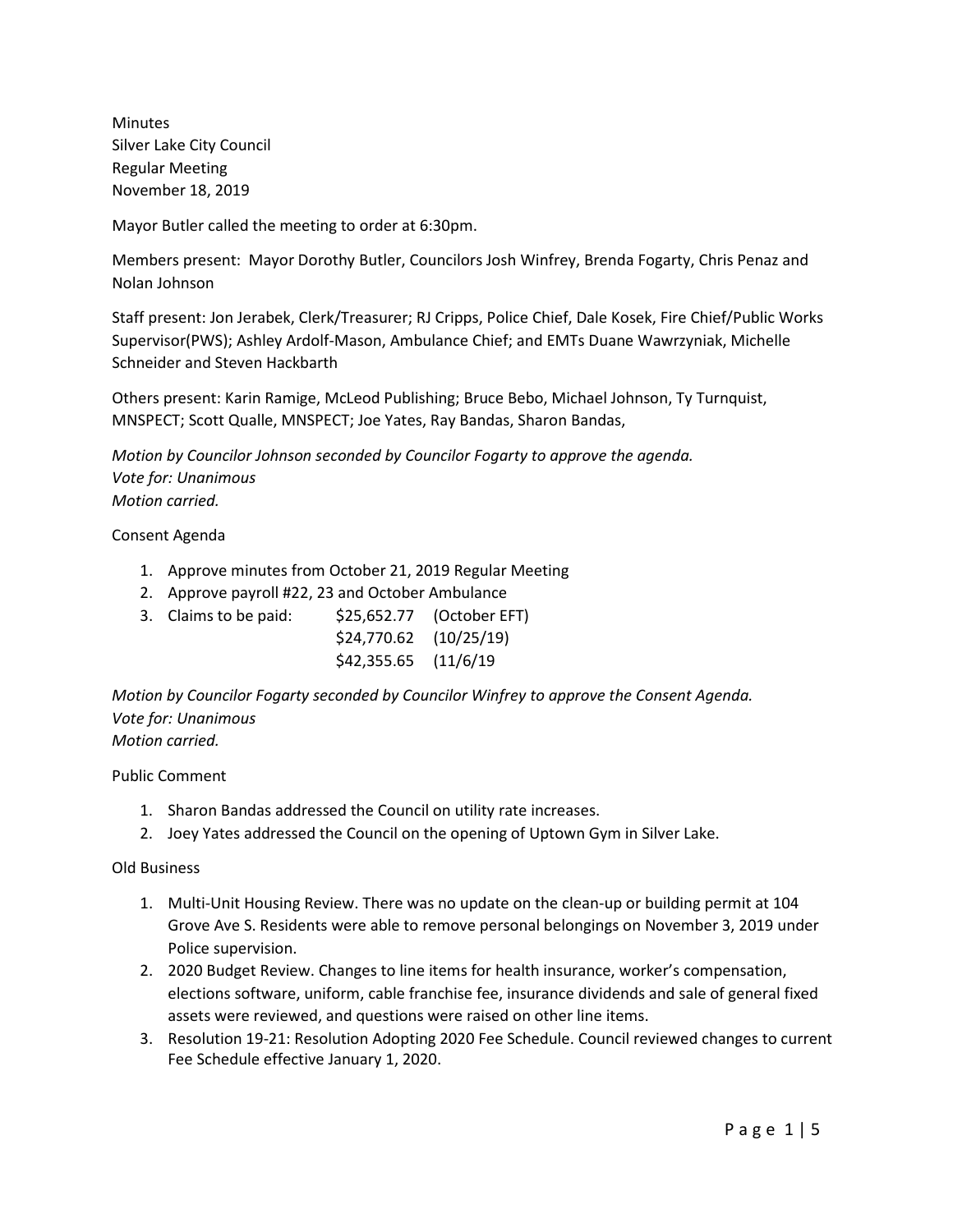Minutes
Silver Lake City Council
Regular Meeting
November 18, 2019

Mayor Butler called the meeting to order at 6:30pm.

Members present: Mayor Dorothy Butler, Councilors Josh Winfrey, Brenda Fogarty, Chris Penaz and Nolan Johnson

Staff present: Jon Jerabek, Clerk/Treasurer; RJ Cripps, Police Chief, Dale Kosek, Fire Chief/Public Works Supervisor(PWS); Ashley Ardolf-Mason, Ambulance Chief; and EMTs Duane Wawrzyniak, Michelle Schneider and Steven Hackbarth

Others present: Karin Ramige, McLeod Publishing; Bruce Bebo, Michael Johnson, Ty Turnquist, MNSPECT; Scott Qualle, MNSPECT; Joe Yates, Ray Bandas, Sharon Bandas,

*Motion by Councilor Johnson seconded by Councilor Fogarty to approve the agenda.*
*Vote for: Unanimous*
*Motion carried.*

Consent Agenda

1. Approve minutes from October 21, 2019 Regular Meeting
2. Approve payroll #22, 23 and October Ambulance
3. Claims to be paid:

| | |
|---|---|
| $25,652.77 | (October EFT) |
| $24,770.62 | (10/25/19) |
| $42,355.65 | (11/6/19 |

*Motion by Councilor Fogarty seconded by Councilor Winfrey to approve the Consent Agenda.*
*Vote for: Unanimous*
*Motion carried.*

Public Comment

1. Sharon Bandas addressed the Council on utility rate increases.
2. Joey Yates addressed the Council on the opening of Uptown Gym in Silver Lake.

Old Business

1. Multi-Unit Housing Review. There was no update on the clean-up or building permit at 104 Grove Ave S. Residents were able to remove personal belongings on November 3, 2019 under Police supervision.
2. 2020 Budget Review. Changes to line items for health insurance, worker's compensation, elections software, uniform, cable franchise fee, insurance dividends and sale of general fixed assets were reviewed, and questions were raised on other line items.
3. Resolution 19-21: Resolution Adopting 2020 Fee Schedule. Council reviewed changes to current Fee Schedule effective January 1, 2020.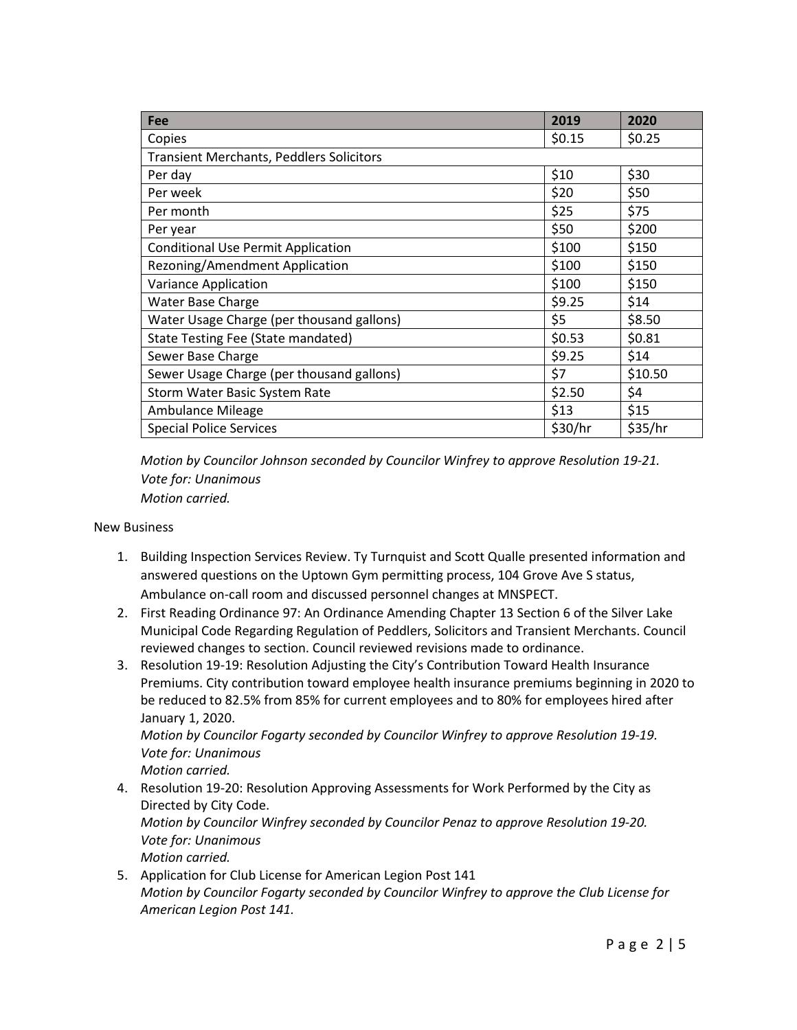| Fee | 2019 | 2020 |
| --- | --- | --- |
| Copies | $0.15 | $0.25 |
| Transient Merchants, Peddlers Solicitors | | |
| Per day | $10 | $30 |
| Per week | $20 | $50 |
| Per month | $25 | $75 |
| Per year | $50 | $200 |
| Conditional Use Permit Application | $100 | $150 |
| Rezoning/Amendment Application | $100 | $150 |
| Variance Application | $100 | $150 |
| Water Base Charge | $9.25 | $14 |
| Water Usage Charge (per thousand gallons) | $5 | $8.50 |
| State Testing Fee (State mandated) | $0.53 | $0.81 |
| Sewer Base Charge | $9.25 | $14 |
| Sewer Usage Charge (per thousand gallons) | $7 | $10.50 |
| Storm Water Basic System Rate | $2.50 | $4 |
| Ambulance Mileage | $13 | $15 |
| Special Police Services | $30/hr | $35/hr |

*Motion by Councilor Johnson seconded by Councilor Winfrey to approve Resolution 19-21.*
*Vote for: Unanimous*
*Motion carried.*

New Business

1. Building Inspection Services Review. Ty Turnquist and Scott Qualle presented information and answered questions on the Uptown Gym permitting process, 104 Grove Ave S status, Ambulance on-call room and discussed personnel changes at MNSPECT.
2. First Reading Ordinance 97: An Ordinance Amending Chapter 13 Section 6 of the Silver Lake Municipal Code Regarding Regulation of Peddlers, Solicitors and Transient Merchants. Council reviewed changes to section. Council reviewed revisions made to ordinance.
3. Resolution 19-19: Resolution Adjusting the City's Contribution Toward Health Insurance Premiums. City contribution toward employee health insurance premiums beginning in 2020 to be reduced to 82.5% from 85% for current employees and to 80% for employees hired after January 1, 2020.
   *Motion by Councilor Fogarty seconded by Councilor Winfrey to approve Resolution 19-19.*
   *Vote for: Unanimous*
   *Motion carried.*
4. Resolution 19-20: Resolution Approving Assessments for Work Performed by the City as Directed by City Code.
   *Motion by Councilor Winfrey seconded by Councilor Penaz to approve Resolution 19-20.*
   *Vote for: Unanimous*
   *Motion carried.*
5. Application for Club License for American Legion Post 141
   *Motion by Councilor Fogarty seconded by Councilor Winfrey to approve the Club License for American Legion Post 141.*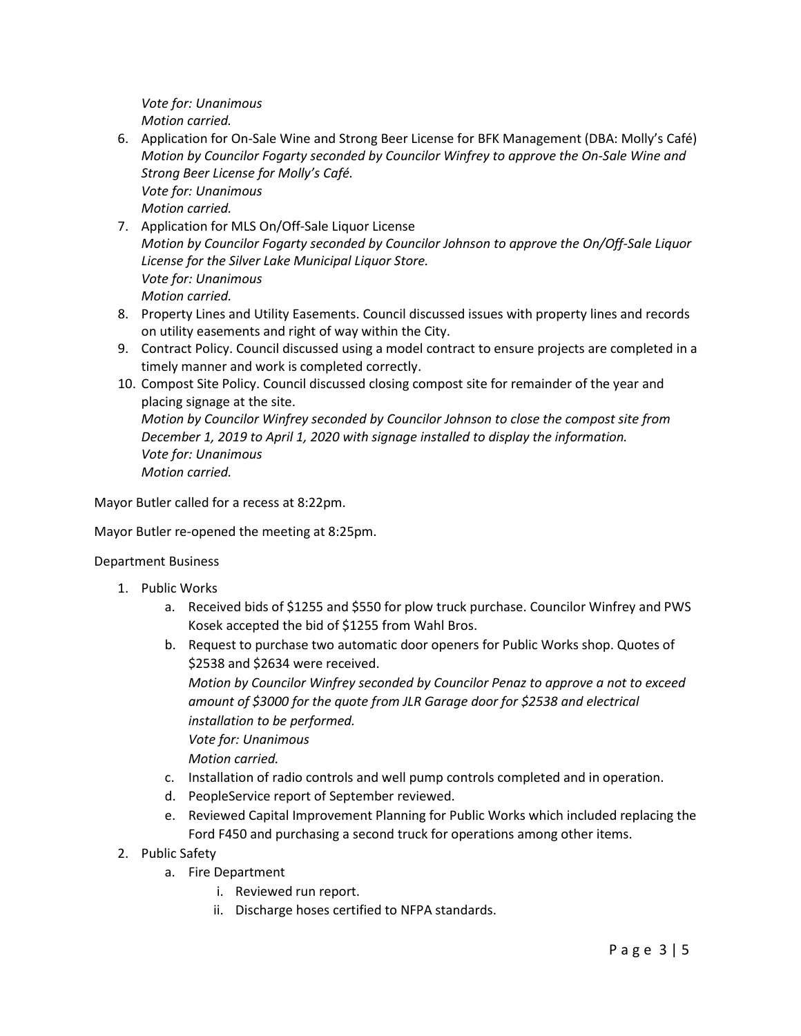*Vote for: Unanimous*
*Motion carried.*

6. Application for On-Sale Wine and Strong Beer License for BFK Management (DBA: Molly's Café)
   *Motion by Councilor Fogarty seconded by Councilor Winfrey to approve the On-Sale Wine and Strong Beer License for Molly's Café.*
   *Vote for: Unanimous*
   *Motion carried.*
7. Application for MLS On/Off-Sale Liquor License
   *Motion by Councilor Fogarty seconded by Councilor Johnson to approve the On/Off-Sale Liquor License for the Silver Lake Municipal Liquor Store.*
   *Vote for: Unanimous*
   *Motion carried.*
8. Property Lines and Utility Easements. Council discussed issues with property lines and records on utility easements and right of way within the City.
9. Contract Policy. Council discussed using a model contract to ensure projects are completed in a timely manner and work is completed correctly.
10. Compost Site Policy. Council discussed closing compost site for remainder of the year and placing signage at the site.
    *Motion by Councilor Winfrey seconded by Councilor Johnson to close the compost site from December 1, 2019 to April 1, 2020 with signage installed to display the information.*
    *Vote for: Unanimous*
    *Motion carried.*

Mayor Butler called for a recess at 8:22pm.

Mayor Butler re-opened the meeting at 8:25pm.

Department Business

1. Public Works
   a. Received bids of $1255 and $550 for plow truck purchase. Councilor Winfrey and PWS Kosek accepted the bid of $1255 from Wahl Bros.
   b. Request to purchase two automatic door openers for Public Works shop. Quotes of $2538 and $2634 were received.
      *Motion by Councilor Winfrey seconded by Councilor Penaz to approve a not to exceed amount of $3000 for the quote from JLR Garage door for $2538 and electrical installation to be performed.*
      *Vote for: Unanimous*
      *Motion carried.*
   c. Installation of radio controls and well pump controls completed and in operation.
   d. PeopleService report of September reviewed.
   e. Reviewed Capital Improvement Planning for Public Works which included replacing the Ford F450 and purchasing a second truck for operations among other items.
2. Public Safety
   a. Fire Department
      i. Reviewed run report.
      ii. Discharge hoses certified to NFPA standards.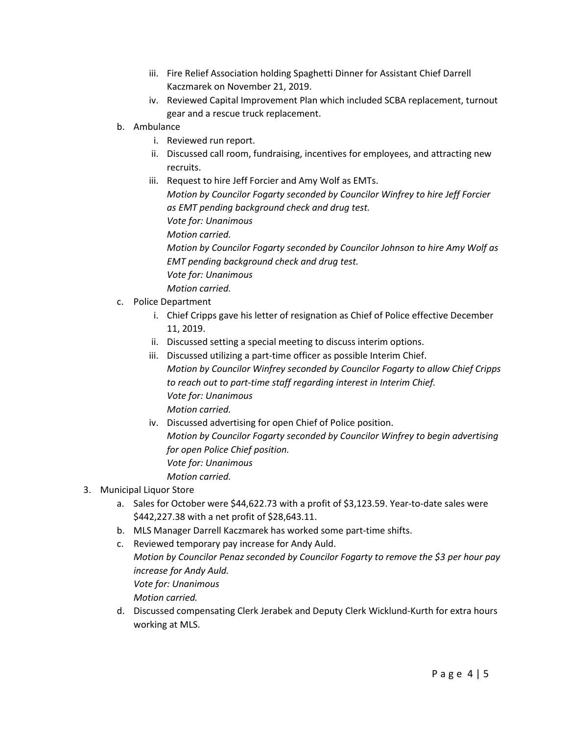iii. Fire Relief Association holding Spaghetti Dinner for Assistant Chief Darrell Kaczmarek on November 21, 2019.
   iv. Reviewed Capital Improvement Plan which included SCBA replacement, turnout gear and a rescue truck replacement.

b. Ambulance
   i. Reviewed run report.
   ii. Discussed call room, fundraising, incentives for employees, and attracting new recruits.
   iii. Request to hire Jeff Forcier and Amy Wolf as EMTs.
   *Motion by Councilor Fogarty seconded by Councilor Winfrey to hire Jeff Forcier as EMT pending background check and drug test.*
   *Vote for: Unanimous*
   *Motion carried.*
   *Motion by Councilor Fogarty seconded by Councilor Johnson to hire Amy Wolf as EMT pending background check and drug test.*
   *Vote for: Unanimous*
   *Motion carried.*

c. Police Department
   i. Chief Cripps gave his letter of resignation as Chief of Police effective December 11, 2019.
   ii. Discussed setting a special meeting to discuss interim options.
   iii. Discussed utilizing a part-time officer as possible Interim Chief.
   *Motion by Councilor Winfrey seconded by Councilor Fogarty to allow Chief Cripps to reach out to part-time staff regarding interest in Interim Chief.*
   *Vote for: Unanimous*
   *Motion carried.*
   iv. Discussed advertising for open Chief of Police position.
   *Motion by Councilor Fogarty seconded by Councilor Winfrey to begin advertising for open Police Chief position.*
   *Vote for: Unanimous*
   *Motion carried.*

3. Municipal Liquor Store
   a. Sales for October were $44,622.73 with a profit of $3,123.59. Year-to-date sales were $442,227.38 with a net profit of $28,643.11.
   b. MLS Manager Darrell Kaczmarek has worked some part-time shifts.
   c. Reviewed temporary pay increase for Andy Auld.
   *Motion by Councilor Penaz seconded by Councilor Fogarty to remove the $3 per hour pay increase for Andy Auld.*
   *Vote for: Unanimous*
   *Motion carried.*
   d. Discussed compensating Clerk Jerabek and Deputy Clerk Wicklund-Kurth for extra hours working at MLS.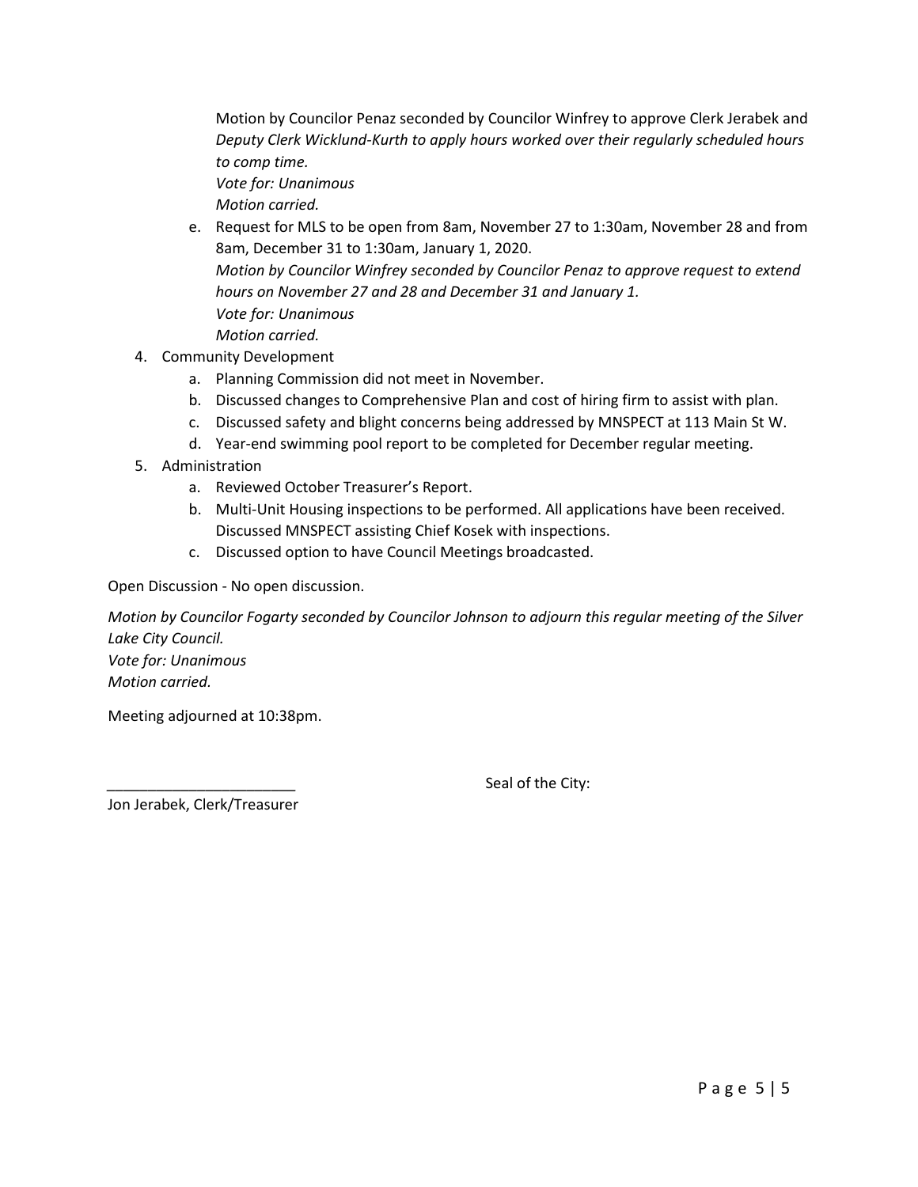Motion by Councilor Penaz seconded by Councilor Winfrey to approve Clerk Jerabek and *Deputy Clerk Wicklund-Kurth to apply hours worked over their regularly scheduled hours to comp time.*
*Vote for: Unanimous*
*Motion carried.*

   e. Request for MLS to be open from 8am, November 27 to 1:30am, November 28 and from 8am, December 31 to 1:30am, January 1, 2020.
   *Motion by Councilor Winfrey seconded by Councilor Penaz to approve request to extend hours on November 27 and 28 and December 31 and January 1.*
   *Vote for: Unanimous*
   *Motion carried.*

4. Community Development
   a. Planning Commission did not meet in November.
   b. Discussed changes to Comprehensive Plan and cost of hiring firm to assist with plan.
   c. Discussed safety and blight concerns being addressed by MNSPECT at 113 Main St W.
   d. Year-end swimming pool report to be completed for December regular meeting.
5. Administration
   a. Reviewed October Treasurer's Report.
   b. Multi-Unit Housing inspections to be performed. All applications have been received. Discussed MNSPECT assisting Chief Kosek with inspections.
   c. Discussed option to have Council Meetings broadcasted.

Open Discussion - No open discussion.

*Motion by Councilor Fogarty seconded by Councilor Johnson to adjourn this regular meeting of the Silver Lake City Council.*
*Vote for: Unanimous*
*Motion carried.*

Meeting adjourned at 10:38pm.

_______________________ Seal of the City:

Jon Jerabek, Clerk/Treasurer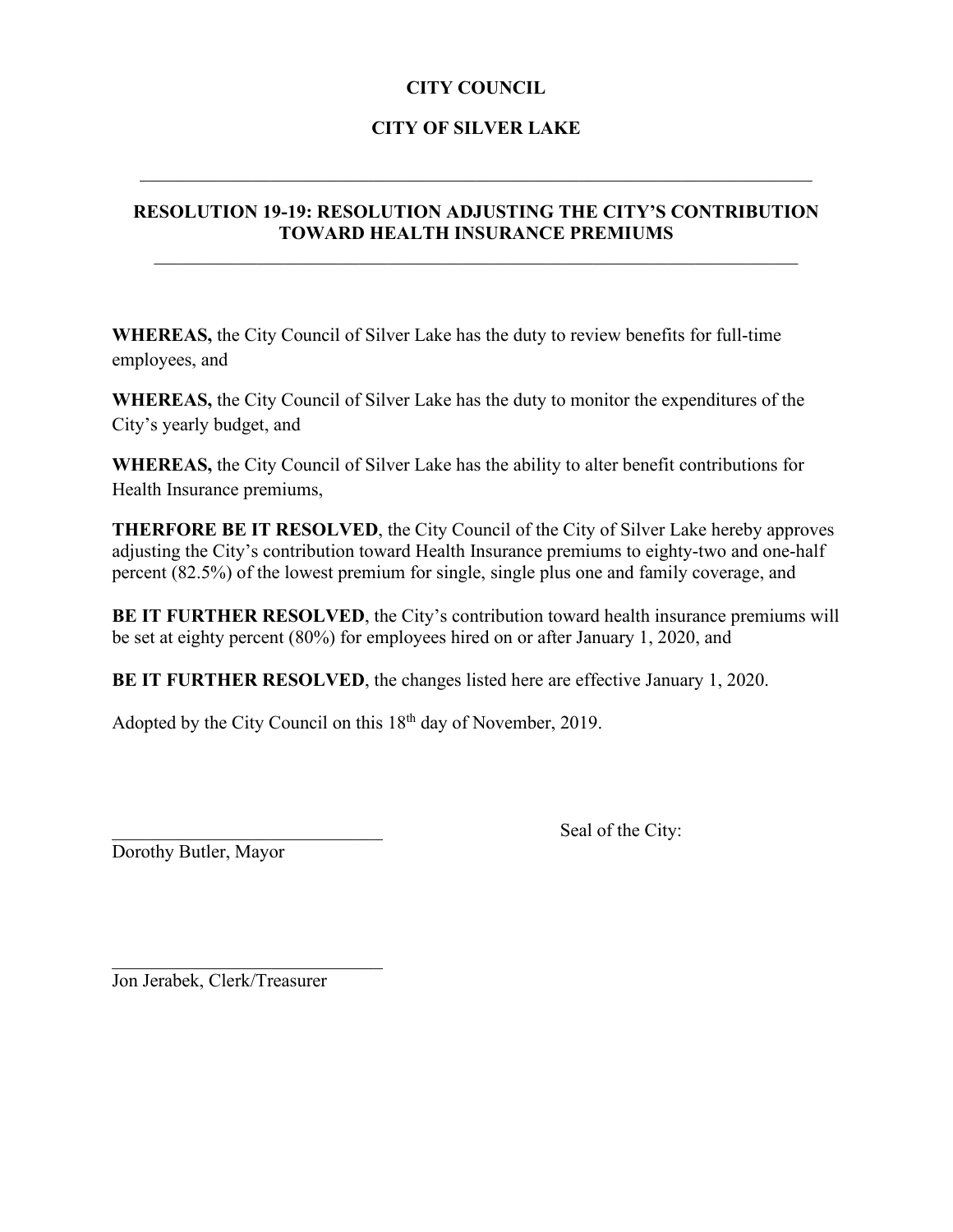**CITY COUNCIL**

**CITY OF SILVER LAKE**

---

**RESOLUTION 19-19: RESOLUTION ADJUSTING THE CITY'S CONTRIBUTION TOWARD HEALTH INSURANCE PREMIUMS**

---

**WHEREAS,** the City Council of Silver Lake has the duty to review benefits for full-time employees, and

**WHEREAS,** the City Council of Silver Lake has the duty to monitor the expenditures of the City's yearly budget, and

**WHEREAS,** the City Council of Silver Lake has the ability to alter benefit contributions for Health Insurance premiums,

**THERFORE BE IT RESOLVED**, the City Council of the City of Silver Lake hereby approves adjusting the City's contribution toward Health Insurance premiums to eighty-two and one-half percent (82.5%) of the lowest premium for single, single plus one and family coverage, and

**BE IT FURTHER RESOLVED**, the City's contribution toward health insurance premiums will be set at eighty percent (80%) for employees hired on or after January 1, 2020, and

**BE IT FURTHER RESOLVED**, the changes listed here are effective January 1, 2020.

Adopted by the City Council on this 18th day of November, 2019.

______________________________
Dorothy Butler, Mayor

Seal of the City:

______________________________
Jon Jerabek, Clerk/Treasurer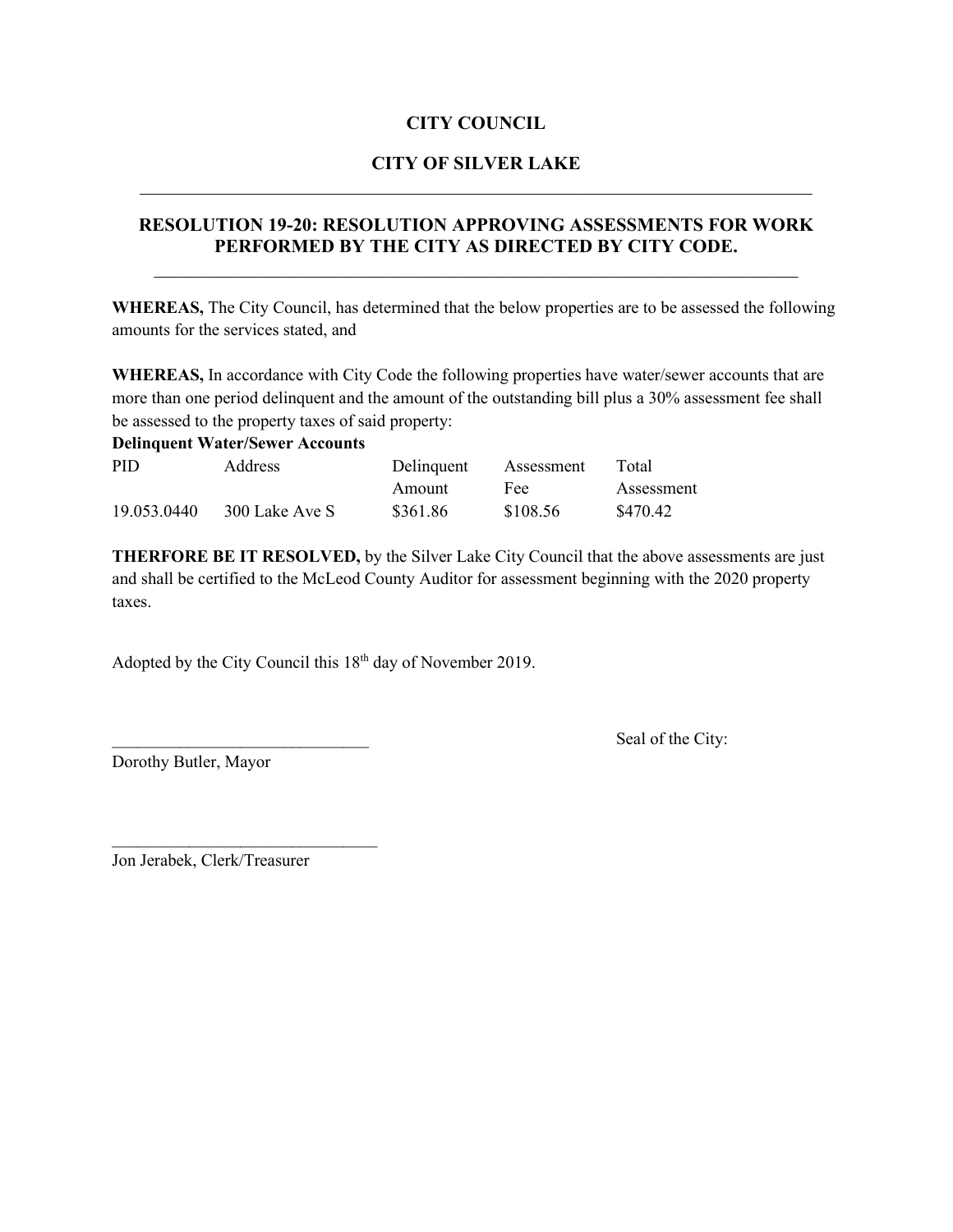# CITY COUNCIL

# CITY OF SILVER LAKE

---

## RESOLUTION 19-20: RESOLUTION APPROVING ASSESSMENTS FOR WORK PERFORMED BY THE CITY AS DIRECTED BY CITY CODE.

---

**WHEREAS,** The City Council, has determined that the below properties are to be assessed the following amounts for the services stated, and

**WHEREAS,** In accordance with City Code the following properties have water/sewer accounts that are more than one period delinquent and the amount of the outstanding bill plus a 30% assessment fee shall be assessed to the property taxes of said property:

**Delinquent Water/Sewer Accounts**

| PID | Address | Delinquent Amount | Assessment Fee | Total Assessment |
|---|---|---|---|---|
| 19.053.0440 | 300 Lake Ave S | $361.86 | $108.56 | $470.42 |

**THERFORE BE IT RESOLVED,** by the Silver Lake City Council that the above assessments are just and shall be certified to the McLeod County Auditor for assessment beginning with the 2020 property taxes.

Adopted by the City Council this 18th day of November 2019.

\_\_\_\_\_\_\_\_\_\_\_\_\_\_\_\_\_\_\_\_\_\_\_\_\_\_\_\_\_\_
Dorothy Butler, Mayor

Seal of the City:

\_\_\_\_\_\_\_\_\_\_\_\_\_\_\_\_\_\_\_\_\_\_\_\_\_\_\_\_\_\_
Jon Jerabek, Clerk/Treasurer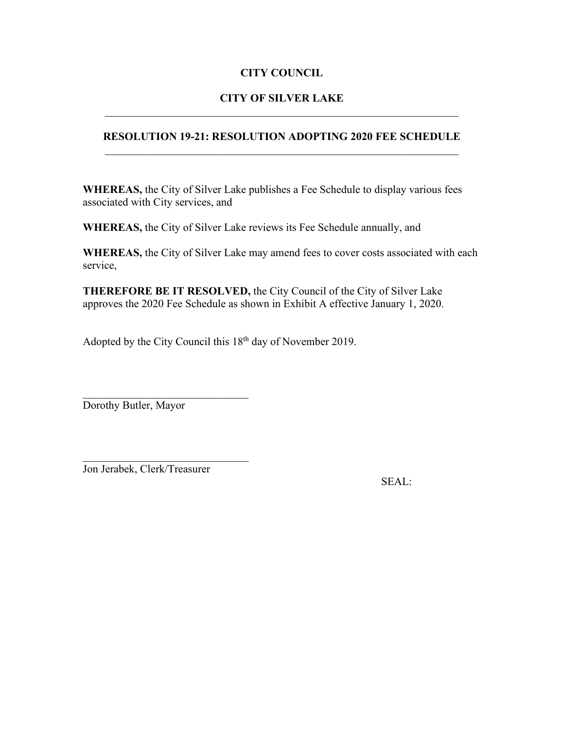**CITY COUNCIL**

**CITY OF SILVER LAKE**

---

**RESOLUTION 19-21: RESOLUTION ADOPTING 2020 FEE SCHEDULE**

---

**WHEREAS,** the City of Silver Lake publishes a Fee Schedule to display various fees associated with City services, and

**WHEREAS,** the City of Silver Lake reviews its Fee Schedule annually, and

**WHEREAS,** the City of Silver Lake may amend fees to cover costs associated with each service,

**THEREFORE BE IT RESOLVED,** the City Council of the City of Silver Lake approves the 2020 Fee Schedule as shown in Exhibit A effective January 1, 2020.

Adopted by the City Council this 18th day of November 2019.

\_\_\_\_\_\_\_\_\_\_\_\_\_\_\_\_\_\_\_\_\_\_\_\_\_\_\_\_\_\_\_\_\_\_
Dorothy Butler, Mayor

\_\_\_\_\_\_\_\_\_\_\_\_\_\_\_\_\_\_\_\_\_\_\_\_\_\_\_\_\_\_\_\_\_\_
Jon Jerabek, Clerk/Treasurer

SEAL: